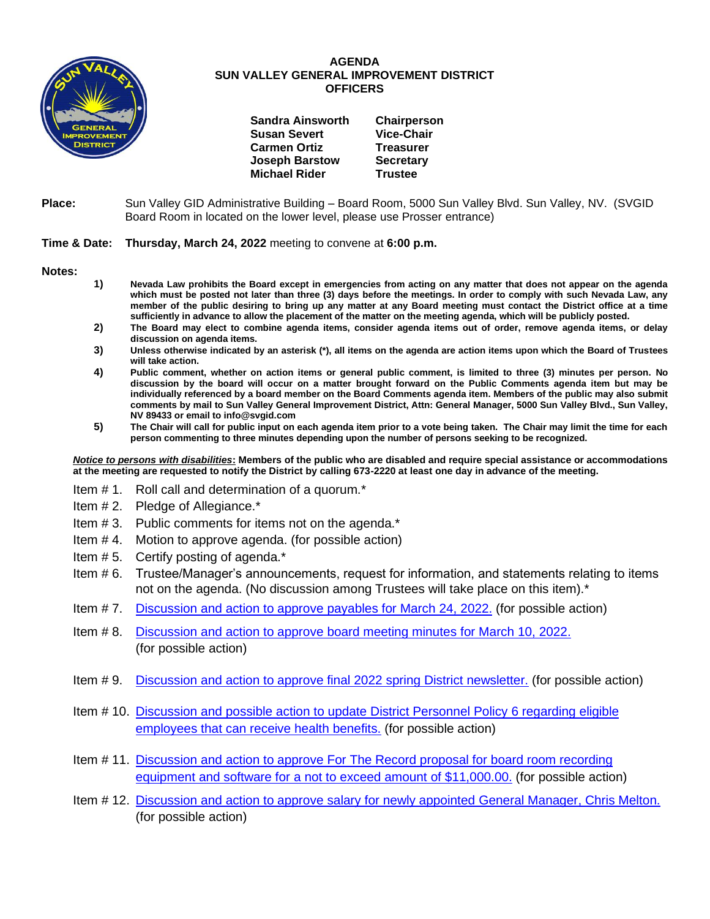# AGENDA
# SUN VALLEY GENERAL IMPROVEMENT DISTRICT
## OFFICERS

| | |
|---|---|
| **Sandra Ainsworth** | **Chairperson** |
| **Susan Severt** | **Vice-Chair** |
| **Carmen Ortiz** | **Treasurer** |
| **Joseph Barstow** | **Secretary** |
| **Michael Rider** | **Trustee** |

**Place:** Sun Valley GID Administrative Building – Board Room, 5000 Sun Valley Blvd. Sun Valley, NV. (SVGID Board Room in located on the lower level, please use Prosser entrance)

**Time & Date:** **Thursday, March 24, 2022** meeting to convene at **6:00 p.m.**

**Notes:**

1) **Nevada Law prohibits the Board except in emergencies from acting on any matter that does not appear on the agenda which must be posted not later than three (3) days before the meetings. In order to comply with such Nevada Law, any member of the public desiring to bring up any matter at any Board meeting must contact the District office at a time sufficiently in advance to allow the placement of the matter on the meeting agenda, which will be publicly posted.**
2) **The Board may elect to combine agenda items, consider agenda items out of order, remove agenda items, or delay discussion on agenda items.**
3) **Unless otherwise indicated by an asterisk (*), all items on the agenda are action items upon which the Board of Trustees will take action.**
4) **Public comment, whether on action items or general public comment, is limited to three (3) minutes per person. No discussion by the board will occur on a matter brought forward on the Public Comments agenda item but may be individually referenced by a board member on the Board Comments agenda item. Members of the public may also submit comments by mail to Sun Valley General Improvement District, Attn: General Manager, 5000 Sun Valley Blvd., Sun Valley, NV 89433 or email to info@svgid.com**
5) **The Chair will call for public input on each agenda item prior to a vote being taken. The Chair may limit the time for each person commenting to three minutes depending upon the number of persons seeking to be recognized.**

***Notice to persons with disabilities*: Members of the public who are disabled and require special assistance or accommodations at the meeting are requested to notify the District by calling 673-2220 at least one day in advance of the meeting.**

Item # 1. Roll call and determination of a quorum.*

Item # 2. Pledge of Allegiance.*

Item # 3. Public comments for items not on the agenda.*

Item # 4. Motion to approve agenda. (for possible action)

Item # 5. Certify posting of agenda.*

Item # 6. Trustee/Manager's announcements, request for information, and statements relating to items not on the agenda. (No discussion among Trustees will take place on this item).*

Item # 7. Discussion and action to approve payables for March 24, 2022. (for possible action)

Item # 8. Discussion and action to approve board meeting minutes for March 10, 2022. (for possible action)

Item # 9. Discussion and action to approve final 2022 spring District newsletter. (for possible action)

Item # 10. Discussion and possible action to update District Personnel Policy 6 regarding eligible employees that can receive health benefits. (for possible action)

Item # 11. Discussion and action to approve For The Record proposal for board room recording equipment and software for a not to exceed amount of $11,000.00. (for possible action)

Item # 12. Discussion and action to approve salary for newly appointed General Manager, Chris Melton. (for possible action)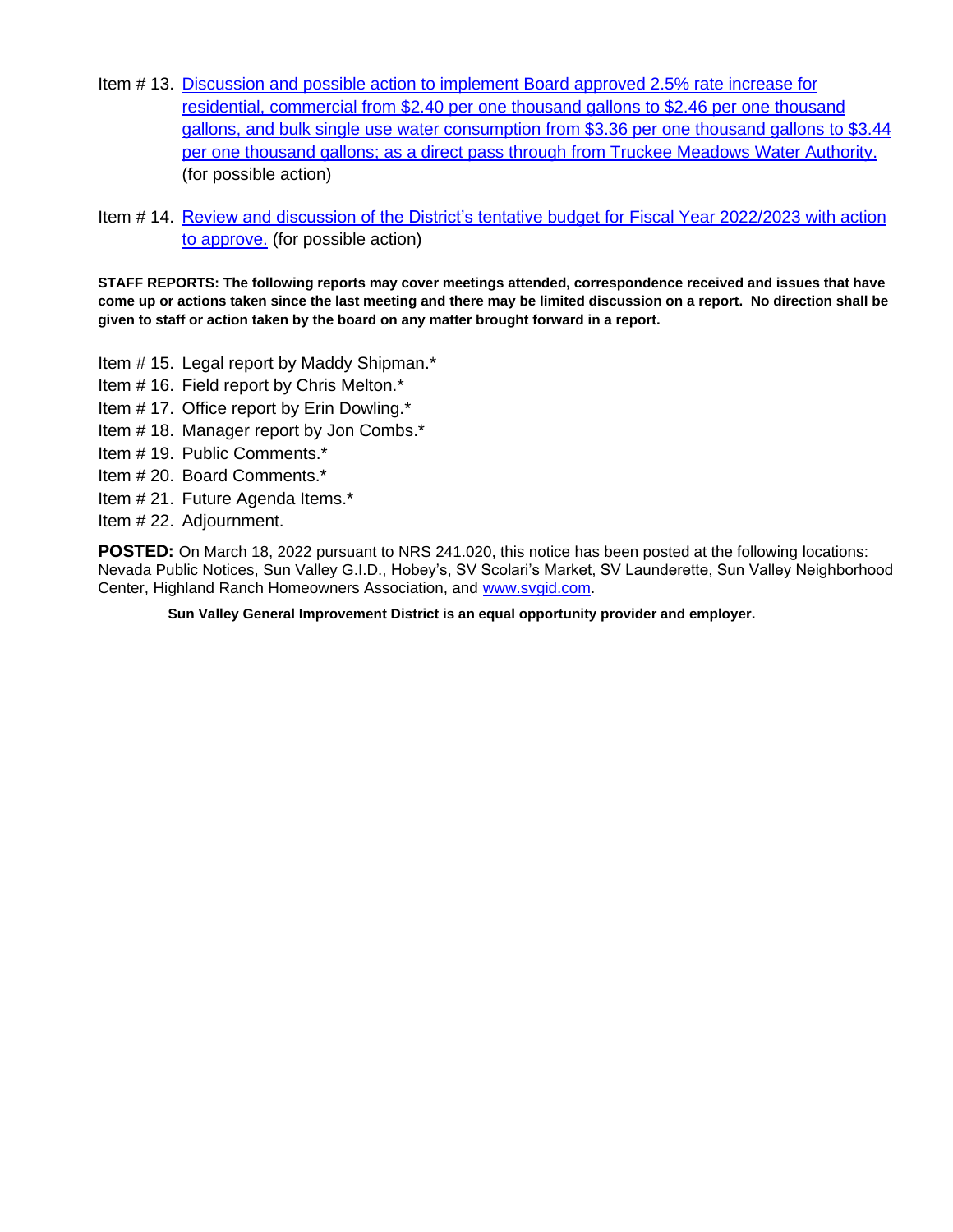Item # 13. Discussion and possible action to implement Board approved 2.5% rate increase for residential, commercial from $2.40 per one thousand gallons to $2.46 per one thousand gallons, and bulk single use water consumption from $3.36 per one thousand gallons to $3.44 per one thousand gallons; as a direct pass through from Truckee Meadows Water Authority. (for possible action)

Item # 14. Review and discussion of the District's tentative budget for Fiscal Year 2022/2023 with action to approve. (for possible action)

**STAFF REPORTS: The following reports may cover meetings attended, correspondence received and issues that have come up or actions taken since the last meeting and there may be limited discussion on a report. No direction shall be given to staff or action taken by the board on any matter brought forward in a report.**

Item # 15. Legal report by Maddy Shipman.*
Item # 16. Field report by Chris Melton.*
Item # 17. Office report by Erin Dowling.*
Item # 18. Manager report by Jon Combs.*
Item # 19. Public Comments.*
Item # 20. Board Comments.*
Item # 21. Future Agenda Items.*
Item # 22. Adjournment.

**POSTED:** On March 18, 2022 pursuant to NRS 241.020, this notice has been posted at the following locations: Nevada Public Notices, Sun Valley G.I.D., Hobey's, SV Scolari's Market, SV Launderette, Sun Valley Neighborhood Center, Highland Ranch Homeowners Association, and www.svgid.com.

**Sun Valley General Improvement District is an equal opportunity provider and employer.**